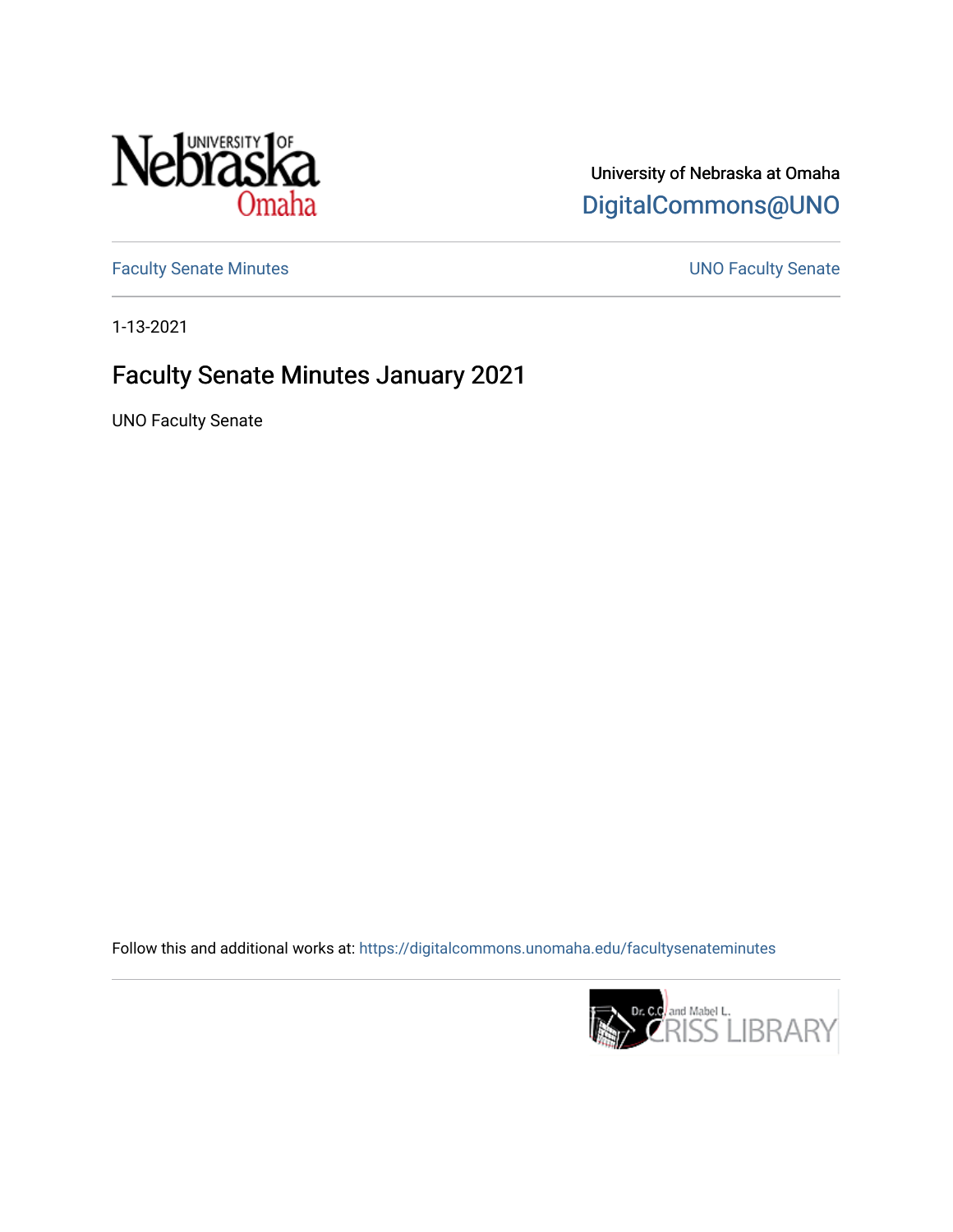University of Nebraska at Omaha

DigitalCommons@UNO

Faculty Senate Minutes

UNO Faculty Senate

1-13-2021

# Faculty Senate Minutes January 2021

UNO Faculty Senate

Follow this and additional works at: https://digitalcommons.unomaha.edu/facultysenateminutes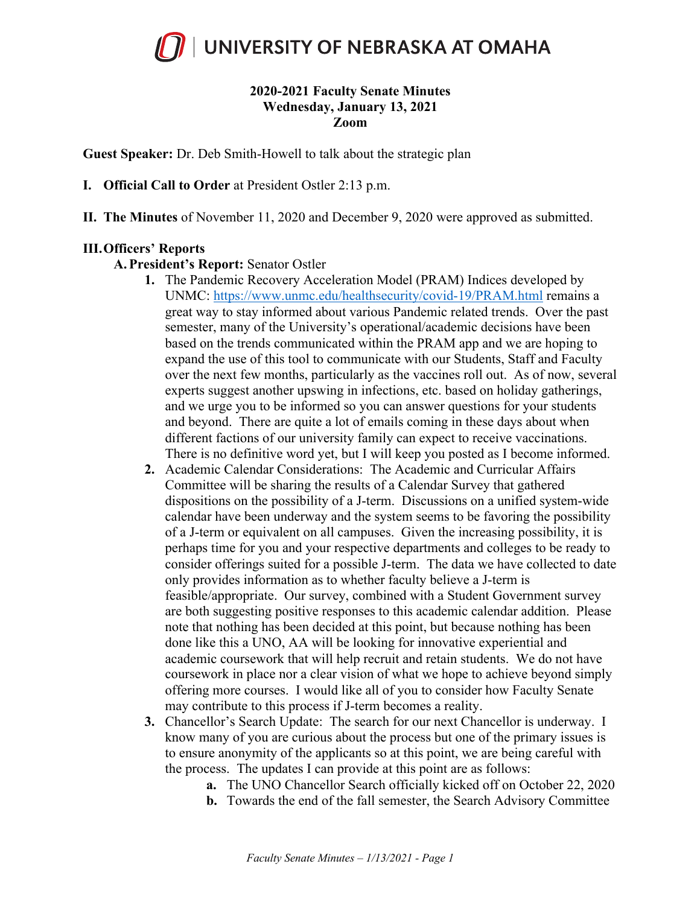# 2020-2021 Faculty Senate Minutes
## Wednesday, January 13, 2021
## Zoom

**Guest Speaker:** Dr. Deb Smith-Howell to talk about the strategic plan

**I. Official Call to Order** at President Ostler 2:13 p.m.

**II. The Minutes** of November 11, 2020 and December 9, 2020 were approved as submitted.

**III. Officers' Reports**

**A. President's Report:** Senator Ostler

1. The Pandemic Recovery Acceleration Model (PRAM) Indices developed by UNMC: https://www.unmc.edu/healthsecurity/covid-19/PRAM.html remains a great way to stay informed about various Pandemic related trends. Over the past semester, many of the University's operational/academic decisions have been based on the trends communicated within the PRAM app and we are hoping to expand the use of this tool to communicate with our Students, Staff and Faculty over the next few months, particularly as the vaccines roll out. As of now, several experts suggest another upswing in infections, etc. based on holiday gatherings, and we urge you to be informed so you can answer questions for your students and beyond. There are quite a lot of emails coming in these days about when different factions of our university family can expect to receive vaccinations. There is no definitive word yet, but I will keep you posted as I become informed.
2. Academic Calendar Considerations: The Academic and Curricular Affairs Committee will be sharing the results of a Calendar Survey that gathered dispositions on the possibility of a J-term. Discussions on a unified system-wide calendar have been underway and the system seems to be favoring the possibility of a J-term or equivalent on all campuses. Given the increasing possibility, it is perhaps time for you and your respective departments and colleges to be ready to consider offerings suited for a possible J-term. The data we have collected to date only provides information as to whether faculty believe a J-term is feasible/appropriate. Our survey, combined with a Student Government survey are both suggesting positive responses to this academic calendar addition. Please note that nothing has been decided at this point, but because nothing has been done like this a UNO, AA will be looking for innovative experiential and academic coursework that will help recruit and retain students. We do not have coursework in place nor a clear vision of what we hope to achieve beyond simply offering more courses. I would like all of you to consider how Faculty Senate may contribute to this process if J-term becomes a reality.
3. Chancellor's Search Update: The search for our next Chancellor is underway. I know many of you are curious about the process but one of the primary issues is to ensure anonymity of the applicants so at this point, we are being careful with the process. The updates I can provide at this point are as follows:
    a. The UNO Chancellor Search officially kicked off on October 22, 2020
    b. Towards the end of the fall semester, the Search Advisory Committee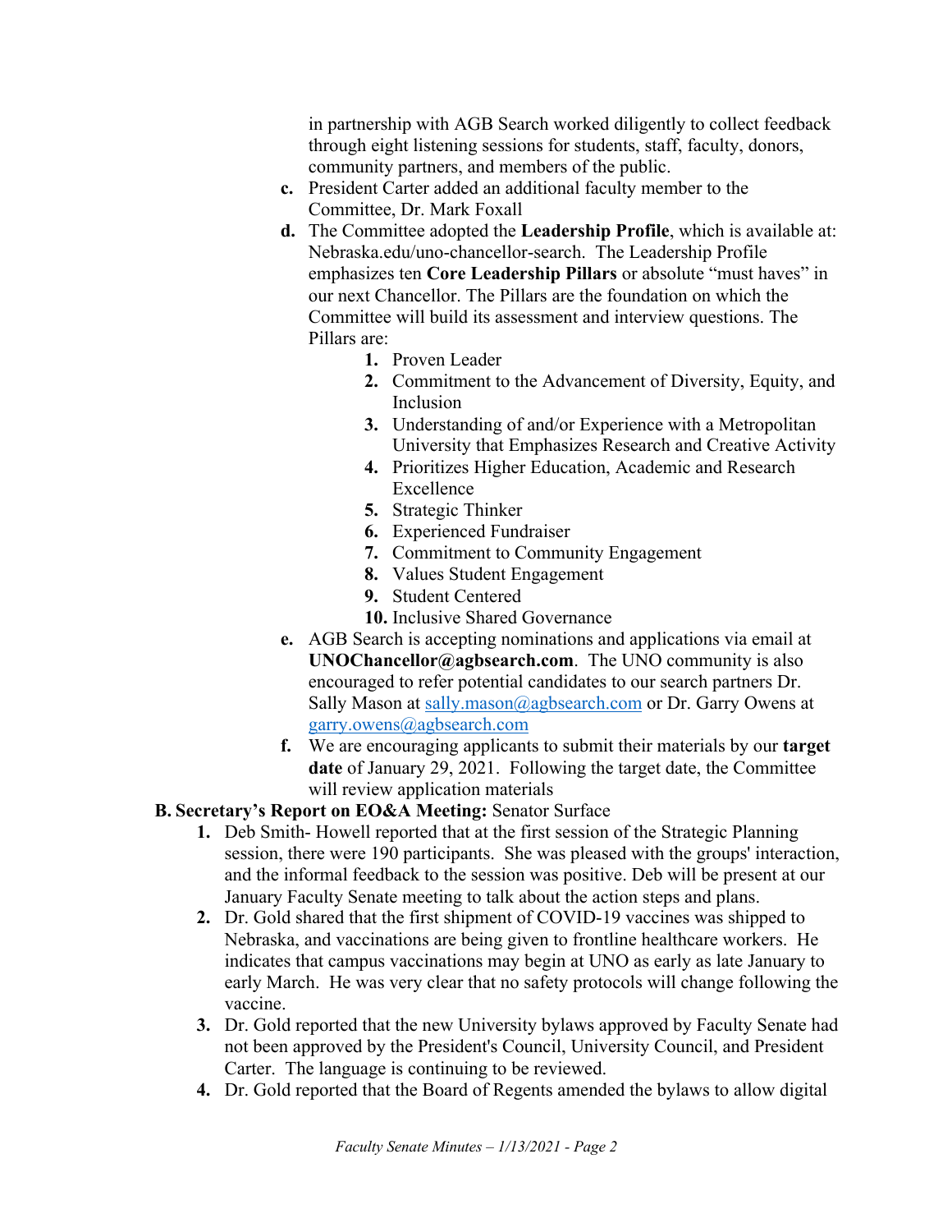in partnership with AGB Search worked diligently to collect feedback through eight listening sessions for students, staff, faculty, donors, community partners, and members of the public.

c. President Carter added an additional faculty member to the Committee, Dr. Mark Foxall

d. The Committee adopted the **Leadership Profile**, which is available at: Nebraska.edu/uno-chancellor-search. The Leadership Profile emphasizes ten **Core Leadership Pillars** or absolute "must haves" in our next Chancellor. The Pillars are the foundation on which the Committee will build its assessment and interview questions. The Pillars are:

   1. Proven Leader
   2. Commitment to the Advancement of Diversity, Equity, and Inclusion
   3. Understanding of and/or Experience with a Metropolitan University that Emphasizes Research and Creative Activity
   4. Prioritizes Higher Education, Academic and Research Excellence
   5. Strategic Thinker
   6. Experienced Fundraiser
   7. Commitment to Community Engagement
   8. Values Student Engagement
   9. Student Centered
   10. Inclusive Shared Governance

e. AGB Search is accepting nominations and applications via email at **UNOChancellor@agbsearch.com**. The UNO community is also encouraged to refer potential candidates to our search partners Dr. Sally Mason at sally.mason@agbsearch.com or Dr. Garry Owens at garry.owens@agbsearch.com

f. We are encouraging applicants to submit their materials by our **target date** of January 29, 2021. Following the target date, the Committee will review application materials

**B. Secretary's Report on EO&A Meeting:** Senator Surface

1. Deb Smith- Howell reported that at the first session of the Strategic Planning session, there were 190 participants. She was pleased with the groups' interaction, and the informal feedback to the session was positive. Deb will be present at our January Faculty Senate meeting to talk about the action steps and plans.
2. Dr. Gold shared that the first shipment of COVID-19 vaccines was shipped to Nebraska, and vaccinations are being given to frontline healthcare workers. He indicates that campus vaccinations may begin at UNO as early as late January to early March. He was very clear that no safety protocols will change following the vaccine.
3. Dr. Gold reported that the new University bylaws approved by Faculty Senate had not been approved by the President's Council, University Council, and President Carter. The language is continuing to be reviewed.
4. Dr. Gold reported that the Board of Regents amended the bylaws to allow digital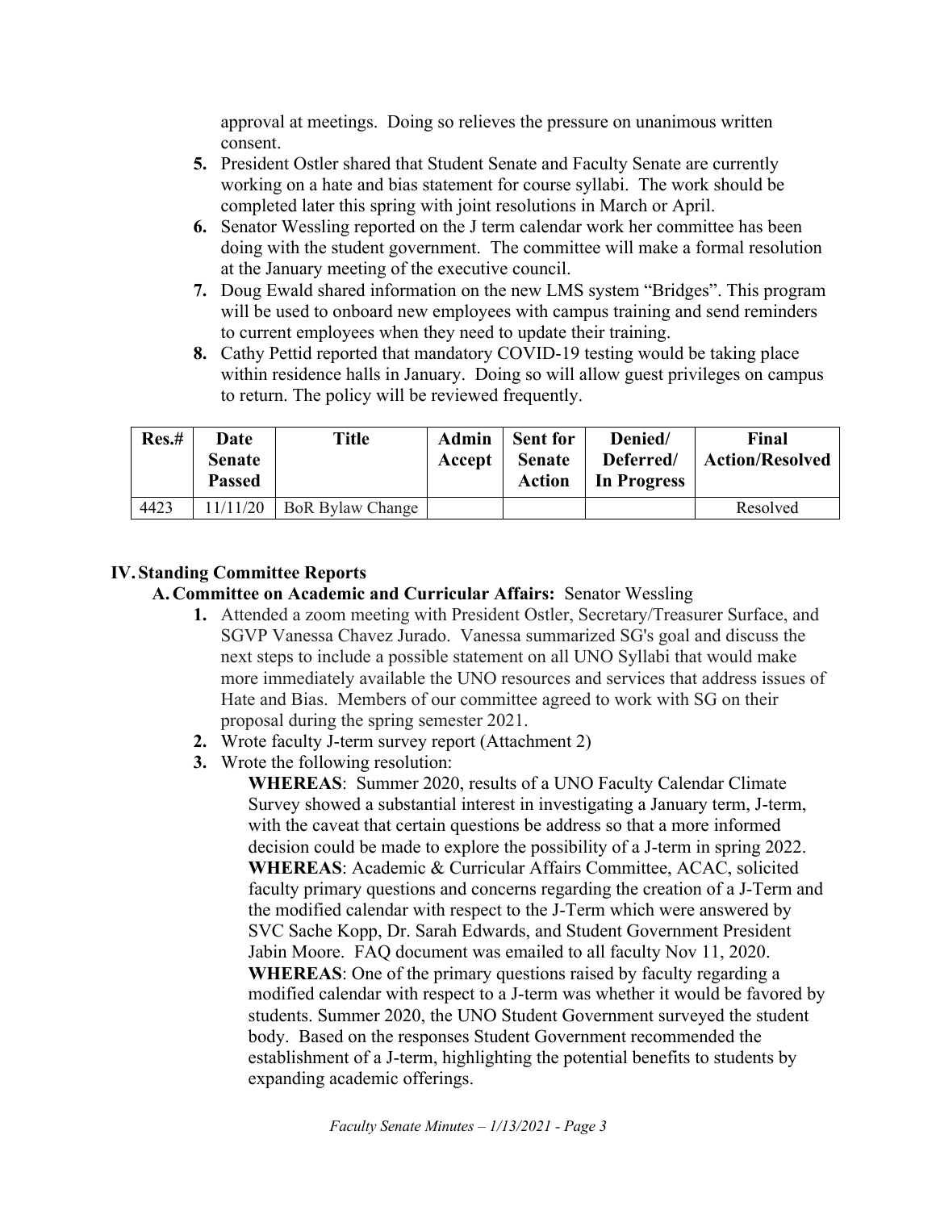approval at meetings. Doing so relieves the pressure on unanimous written consent.

5. President Ostler shared that Student Senate and Faculty Senate are currently working on a hate and bias statement for course syllabi. The work should be completed later this spring with joint resolutions in March or April.
6. Senator Wessling reported on the J term calendar work her committee has been doing with the student government. The committee will make a formal resolution at the January meeting of the executive council.
7. Doug Ewald shared information on the new LMS system "Bridges". This program will be used to onboard new employees with campus training and send reminders to current employees when they need to update their training.
8. Cathy Pettid reported that mandatory COVID-19 testing would be taking place within residence halls in January. Doing so will allow guest privileges on campus to return. The policy will be reviewed frequently.

| Res.# | Date Senate Passed | Title | Admin Accept | Sent for Senate Action | Denied/ Deferred/ In Progress | Final Action/Resolved |
|---|---|---|---|---|---|---|
| 4423 | 11/11/20 | BoR Bylaw Change | | | | Resolved |

## IV. Standing Committee Reports

### A. Committee on Academic and Curricular Affairs: Senator Wessling

1. Attended a zoom meeting with President Ostler, Secretary/Treasurer Surface, and SGVP Vanessa Chavez Jurado. Vanessa summarized SG's goal and discuss the next steps to include a possible statement on all UNO Syllabi that would make more immediately available the UNO resources and services that address issues of Hate and Bias. Members of our committee agreed to work with SG on their proposal during the spring semester 2021.
2. Wrote faculty J-term survey report (Attachment 2)
3. Wrote the following resolution:

   **WHEREAS**: Summer 2020, results of a UNO Faculty Calendar Climate Survey showed a substantial interest in investigating a January term, J-term, with the caveat that certain questions be address so that a more informed decision could be made to explore the possibility of a J-term in spring 2022.

   **WHEREAS**: Academic & Curricular Affairs Committee, ACAC, solicited faculty primary questions and concerns regarding the creation of a J-Term and the modified calendar with respect to the J-Term which were answered by SVC Sache Kopp, Dr. Sarah Edwards, and Student Government President Jabin Moore. FAQ document was emailed to all faculty Nov 11, 2020.

   **WHEREAS**: One of the primary questions raised by faculty regarding a modified calendar with respect to a J-term was whether it would be favored by students. Summer 2020, the UNO Student Government surveyed the student body. Based on the responses Student Government recommended the establishment of a J-term, highlighting the potential benefits to students by expanding academic offerings.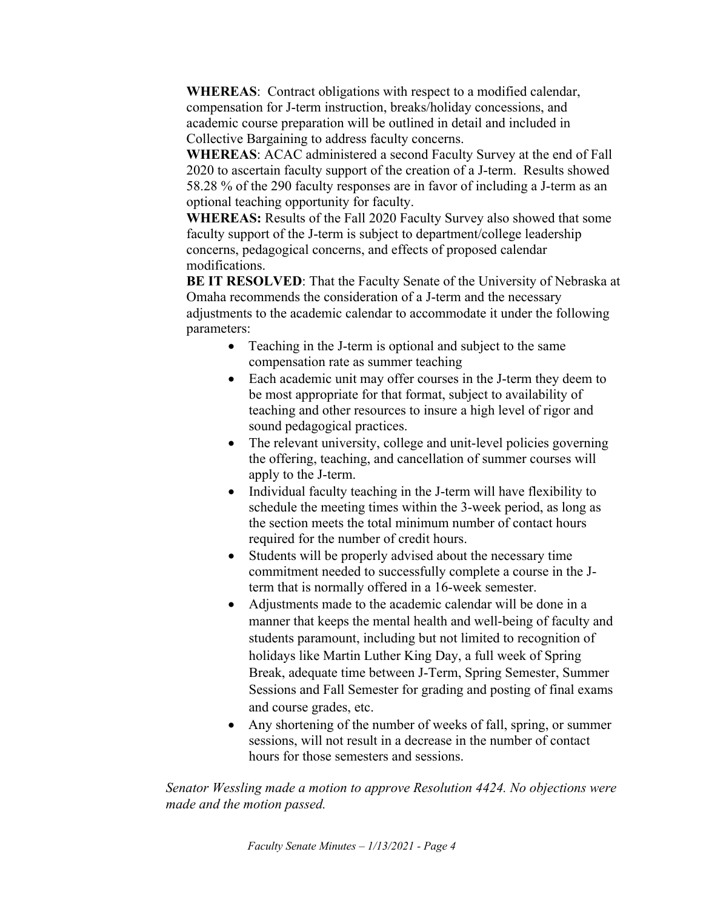**WHEREAS**: Contract obligations with respect to a modified calendar, compensation for J-term instruction, breaks/holiday concessions, and academic course preparation will be outlined in detail and included in Collective Bargaining to address faculty concerns.

**WHEREAS**: ACAC administered a second Faculty Survey at the end of Fall 2020 to ascertain faculty support of the creation of a J-term. Results showed 58.28 % of the 290 faculty responses are in favor of including a J-term as an optional teaching opportunity for faculty.

**WHEREAS:** Results of the Fall 2020 Faculty Survey also showed that some faculty support of the J-term is subject to department/college leadership concerns, pedagogical concerns, and effects of proposed calendar modifications.

**BE IT RESOLVED**: That the Faculty Senate of the University of Nebraska at Omaha recommends the consideration of a J-term and the necessary adjustments to the academic calendar to accommodate it under the following parameters:

- Teaching in the J-term is optional and subject to the same compensation rate as summer teaching
- Each academic unit may offer courses in the J-term they deem to be most appropriate for that format, subject to availability of teaching and other resources to insure a high level of rigor and sound pedagogical practices.
- The relevant university, college and unit-level policies governing the offering, teaching, and cancellation of summer courses will apply to the J-term.
- Individual faculty teaching in the J-term will have flexibility to schedule the meeting times within the 3-week period, as long as the section meets the total minimum number of contact hours required for the number of credit hours.
- Students will be properly advised about the necessary time commitment needed to successfully complete a course in the J-term that is normally offered in a 16-week semester.
- Adjustments made to the academic calendar will be done in a manner that keeps the mental health and well-being of faculty and students paramount, including but not limited to recognition of holidays like Martin Luther King Day, a full week of Spring Break, adequate time between J-Term, Spring Semester, Summer Sessions and Fall Semester for grading and posting of final exams and course grades, etc.
- Any shortening of the number of weeks of fall, spring, or summer sessions, will not result in a decrease in the number of contact hours for those semesters and sessions.

*Senator Wessling made a motion to approve Resolution 4424. No objections were made and the motion passed.*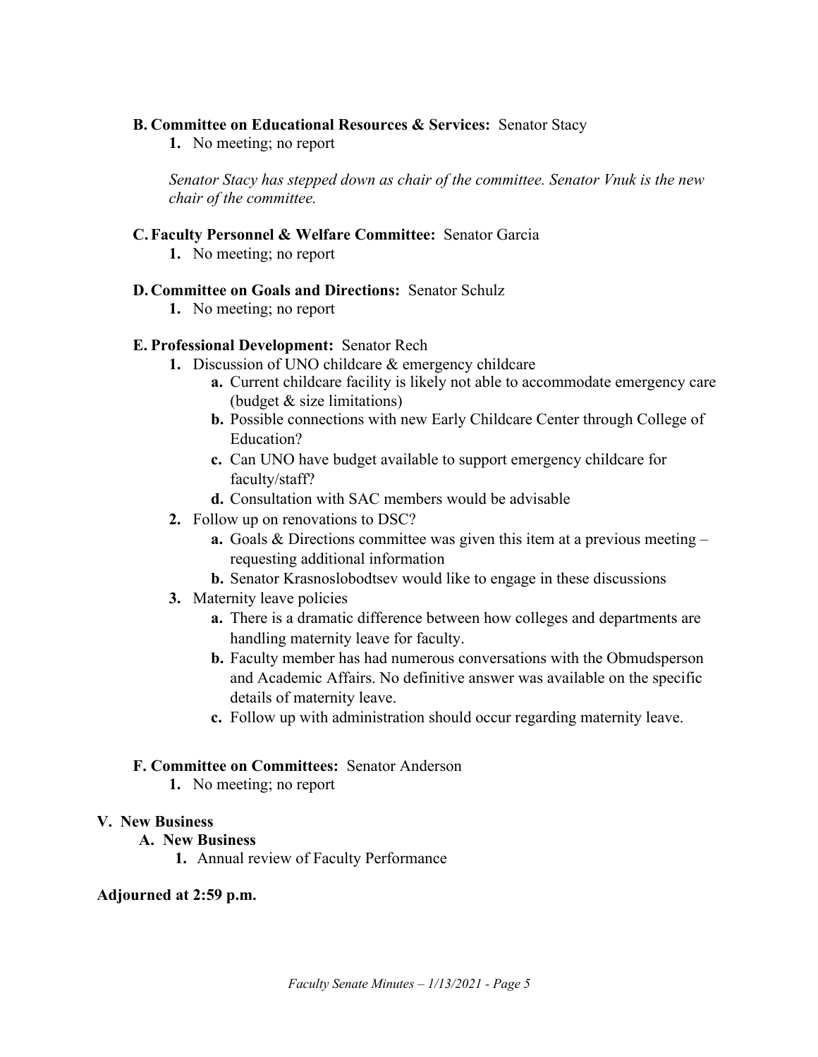**B. Committee on Educational Resources & Services:** Senator Stacy

1. No meeting; no report

*Senator Stacy has stepped down as chair of the committee. Senator Vnuk is the new chair of the committee.*

**C. Faculty Personnel & Welfare Committee:** Senator Garcia

1. No meeting; no report

**D. Committee on Goals and Directions:** Senator Schulz

1. No meeting; no report

**E. Professional Development:** Senator Rech

1. Discussion of UNO childcare & emergency childcare
   - **a.** Current childcare facility is likely not able to accommodate emergency care (budget & size limitations)
   - **b.** Possible connections with new Early Childcare Center through College of Education?
   - **c.** Can UNO have budget available to support emergency childcare for faculty/staff?
   - **d.** Consultation with SAC members would be advisable
2. Follow up on renovations to DSC?
   - **a.** Goals & Directions committee was given this item at a previous meeting – requesting additional information
   - **b.** Senator Krasnoslobodtsev would like to engage in these discussions
3. Maternity leave policies
   - **a.** There is a dramatic difference between how colleges and departments are handling maternity leave for faculty.
   - **b.** Faculty member has had numerous conversations with the Obmudsperson and Academic Affairs. No definitive answer was available on the specific details of maternity leave.
   - **c.** Follow up with administration should occur regarding maternity leave.

**F. Committee on Committees:** Senator Anderson

1. No meeting; no report

**V. New Business**

**A. New Business**

1. Annual review of Faculty Performance

**Adjourned at 2:59 p.m.**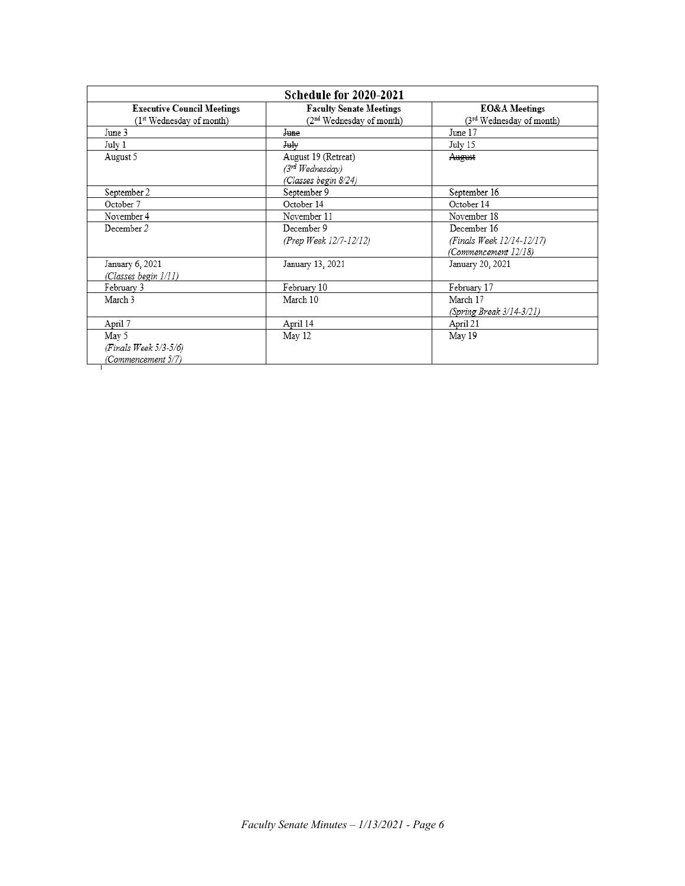| Schedule for 2020-2021 | | |
|---|---|---|
| **Executive Council Meetings** (1st Wednesday of month) | **Faculty Senate Meetings** (2nd Wednesday of month) | **EO&A Meetings** (3rd Wednesday of month) |
| June 3 | ~~June~~ | June 17 |
| July 1 | ~~July~~ | July 15 |
| August 5 | August 19 (Retreat) *(3rd Wednesday)* *(Classes begin 8/24)* | ~~August~~ |
| September 2 | September 9 | September 16 |
| October 7 | October 14 | October 14 |
| November 4 | November 11 | November 18 |
| December *2* | December 9 *(Prep Week 12/7-12/12)* | December 16 *(Finals Week 12/14-12/17)* *(Commencement 12/18)* |
| January 6, 2021 *(Classes begin 1/11)* | January 13, 2021 | January 20, 2021 |
| February 3 | February 10 | February 17 |
| March 3 | March 10 | March 17 *(Spring Break 3/14-3/21)* |
| April 7 | April 14 | April 21 |
| May 5 *(Finals Week 5/3-5/6)* *(Commencement 5/7)* | May 12 | May 19 |